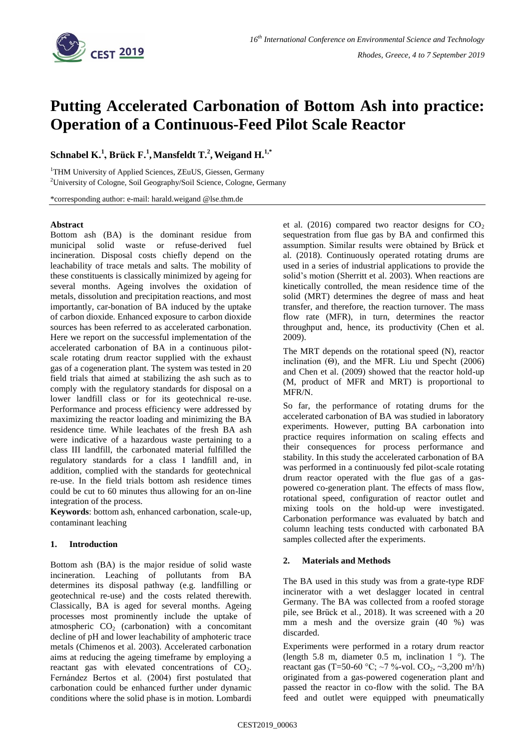# Putting Accelerated Carbonation of Bottom Ash into practice: Operation of a Continuous-Feed Pilot Scale Reactor

**Schnabel K.[1], Brück F.[1], Mansfeldt T.[2], Weigand H.[1,*]**

[1]THM University of Applied Sciences, ZEuUS, Giessen, Germany

[2]University of Cologne, Soil Geography/Soil Science, Cologne, Germany

*corresponding author: e-mail: harald.weigand @lse.thm.de

## Abstract

Bottom ash (BA) is the dominant residue from municipal solid waste or refuse-derived fuel incineration. Disposal costs chiefly depend on the leachability of trace metals and salts. The mobility of these constituents is classically minimized by ageing for several months. Ageing involves the oxidation of metals, dissolution and precipitation reactions, and most importantly, car-bonation of BA induced by the uptake of carbon dioxide. Enhanced exposure to carbon dioxide sources has been referred to as accelerated carbonation. Here we report on the successful implementation of the accelerated carbonation of BA in a continuous pilot-scale rotating drum reactor supplied with the exhaust gas of a cogeneration plant. The system was tested in 20 field trials that aimed at stabilizing the ash such as to comply with the regulatory standards for disposal on a lower landfill class or for its geotechnical re-use. Performance and process efficiency were addressed by maximizing the reactor loading and minimizing the BA residence time. While leachates of the fresh BA ash were indicative of a hazardous waste pertaining to a class III landfill, the carbonated material fulfilled the regulatory standards for a class I landfill and, in addition, complied with the standards for geotechnical re-use. In the field trials bottom ash residence times could be cut to 60 minutes thus allowing for an on-line integration of the process.

**Keywords**: bottom ash, enhanced carbonation, scale-up, contaminant leaching

## 1. Introduction

Bottom ash (BA) is the major residue of solid waste incineration. Leaching of pollutants from BA determines its disposal pathway (e.g. landfilling or geotechnical re-use) and the costs related therewith. Classically, BA is aged for several months. Ageing processes most prominently include the uptake of atmospheric $CO_2$ (carbonation) with a concomitant decline of pH and lower leachability of amphoteric trace metals (Chimenos et al. 2003). Accelerated carbonation aims at reducing the ageing timeframe by employing a reactant gas with elevated concentrations of $CO_2$. Fernández Bertos et al. (2004) first postulated that carbonation could be enhanced further under dynamic conditions where the solid phase is in motion. Lombardi et al. (2016) compared two reactor designs for $CO_2$ sequestration from flue gas by BA and confirmed this assumption. Similar results were obtained by Brück et al. (2018). Continuously operated rotating drums are used in a series of industrial applications to provide the solid's motion (Sherritt et al. 2003). When reactions are kinetically controlled, the mean residence time of the solid (MRT) determines the degree of mass and heat transfer, and therefore, the reaction turnover. The mass flow rate (MFR), in turn, determines the reactor throughput and, hence, its productivity (Chen et al. 2009).

The MRT depends on the rotational speed (N), reactor inclination (Θ), and the MFR. Liu und Specht (2006) and Chen et al. (2009) showed that the reactor hold-up (M, product of MFR and MRT) is proportional to MFR/N.

So far, the performance of rotating drums for the accelerated carbonation of BA was studied in laboratory experiments. However, putting BA carbonation into practice requires information on scaling effects and their consequences for process performance and stability. In this study the accelerated carbonation of BA was performed in a continuously fed pilot-scale rotating drum reactor operated with the flue gas of a gas-powered co-generation plant. The effects of mass flow, rotational speed, configuration of reactor outlet and mixing tools on the hold-up were investigated. Carbonation performance was evaluated by batch and column leaching tests conducted with carbonated BA samples collected after the experiments.

## 2. Materials and Methods

The BA used in this study was from a grate-type RDF incinerator with a wet deslagger located in central Germany. The BA was collected from a roofed storage pile, see Brück et al., 2018). It was screened with a 20 mm a mesh and the oversize grain (40 %) was discarded.

Experiments were performed in a rotary drum reactor (length 5.8 m, diameter 0.5 m, inclination 1 °). The reactant gas (T=50-60 °C; ~7 %-vol. $CO_2$, ~3,200 m³/h) originated from a gas-powered cogeneration plant and passed the reactor in co-flow with the solid. The BA feed and outlet were equipped with pneumatically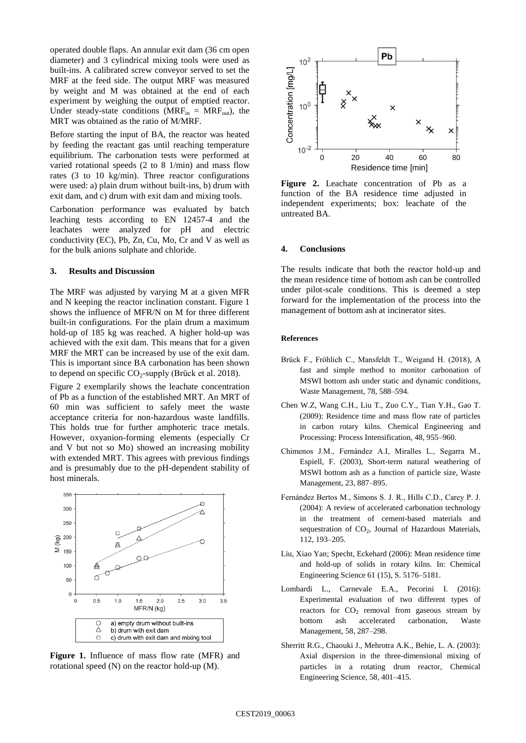operated double flaps. An annular exit dam (36 cm open diameter) and 3 cylindrical mixing tools were used as built-ins. A calibrated screw conveyor served to set the MRF at the feed side. The output MRF was measured by weight and M was obtained at the end of each experiment by weighing the output of emptied reactor. Under steady-state conditions ($MRF_{in} = MRF_{out}$), the MRT was obtained as the ratio of M/MRF.

Before starting the input of BA, the reactor was heated by feeding the reactant gas until reaching temperature equilibrium. The carbonation tests were performed at varied rotational speeds (2 to 8 1/min) and mass flow rates (3 to 10 kg/min). Three reactor configurations were used: a) plain drum without built-ins, b) drum with exit dam, and c) drum with exit dam and mixing tools.

Carbonation performance was evaluated by batch leaching tests according to EN 12457-4 and the leachates were analyzed for pH and electric conductivity (EC), Pb, Zn, Cu, Mo, Cr and V as well as for the bulk anions sulphate and chloride.

## 3. Results and Discussion

The MRF was adjusted by varying M at a given MFR and N keeping the reactor inclination constant. Figure 1 shows the influence of MFR/N on M for three different built-in configurations. For the plain drum a maximum hold-up of 185 kg was reached. A higher hold-up was achieved with the exit dam. This means that for a given MRF the MRT can be increased by use of the exit dam. This is important since BA carbonation has been shown to depend on specific $CO_2$-supply (Brück et al. 2018).

Figure 2 exemplarily shows the leachate concentration of Pb as a function of the established MRT. An MRT of 60 min was sufficient to safely meet the waste acceptance criteria for non-hazardous waste landfills. This holds true for further amphoteric trace metals. However, oxyanion-forming elements (especially Cr and V but not so Mo) showed an increasing mobility with extended MRT. This agrees with previous findings and is presumably due to the pH-dependent stability of host minerals.

M (kg)
350
300
250
200
150
100
50
0
0 0.5 1.0 1.5 2.0 2.5 3.0 3.5
MFR/N (kg)
○ a) empty drum without built-ins
△ b) drum with exit dam
□ c) drum with exit dam and mixing tool

**Figure 1.** Influence of mass flow rate (MFR) and rotational speed (N) on the reactor hold-up (M).

Pb
Concentration [mg/L]
$10^2$
$10^0$
$10^{-2}$
0 20 40 60 80
Residence time [min]

**Figure 2.** Leachate concentration of Pb as a function of the BA residence time adjusted in independent experiments; box: leachate of the untreated BA.

## 4. Conclusions

The results indicate that both the reactor hold-up and the mean residence time of bottom ash can be controlled under pilot-scale conditions. This is deemed a step forward for the implementation of the process into the management of bottom ash at incinerator sites.

### References

Brück F., Fröhlich C., Mansfeldt T., Weigand H. (2018), A fast and simple method to monitor carbonation of MSWI bottom ash under static and dynamic conditions, Waste Management, 78, 588–594.

Chen W.Z, Wang C.H., Liu T., Zuo C.Y., Tian Y.H., Gao T. (2009): Residence time and mass flow rate of particles in carbon rotary kilns. Chemical Engineering and Processing: Process Intensification, 48, 955–960.

Chimenos J.M., Fernández A.I, Miralles L., Segarra M., Espiell, F. (2003), Short-term natural weathering of MSWI bottom ash as a function of particle size, Waste Management, 23, 887–895.

Fernández Bertos M., Simons S. J. R., Hills C.D., Carey P. J. (2004): A review of accelerated carbonation technology in the treatment of cement-based materials and sequestration of $CO_2$, Journal of Hazardous Materials, 112, 193–205.

Liu, Xiao Yan; Specht, Eckehard (2006): Mean residence time and hold-up of solids in rotary kilns. In: Chemical Engineering Science 61 (15), S. 5176–5181.

Lombardi L., Carnevale E.A., Pecorini I. (2016): Experimental evaluation of two different types of reactors for $CO_2$ removal from gaseous stream by bottom ash accelerated carbonation, Waste Management, 58, 287–298.

Sherritt R.G., Chaouki J., Mehrotra A.K., Behie, L. A. (2003): Axial dispersion in the three-dimensional mixing of particles in a rotating drum reactor, Chemical Engineering Science, 58, 401–415.